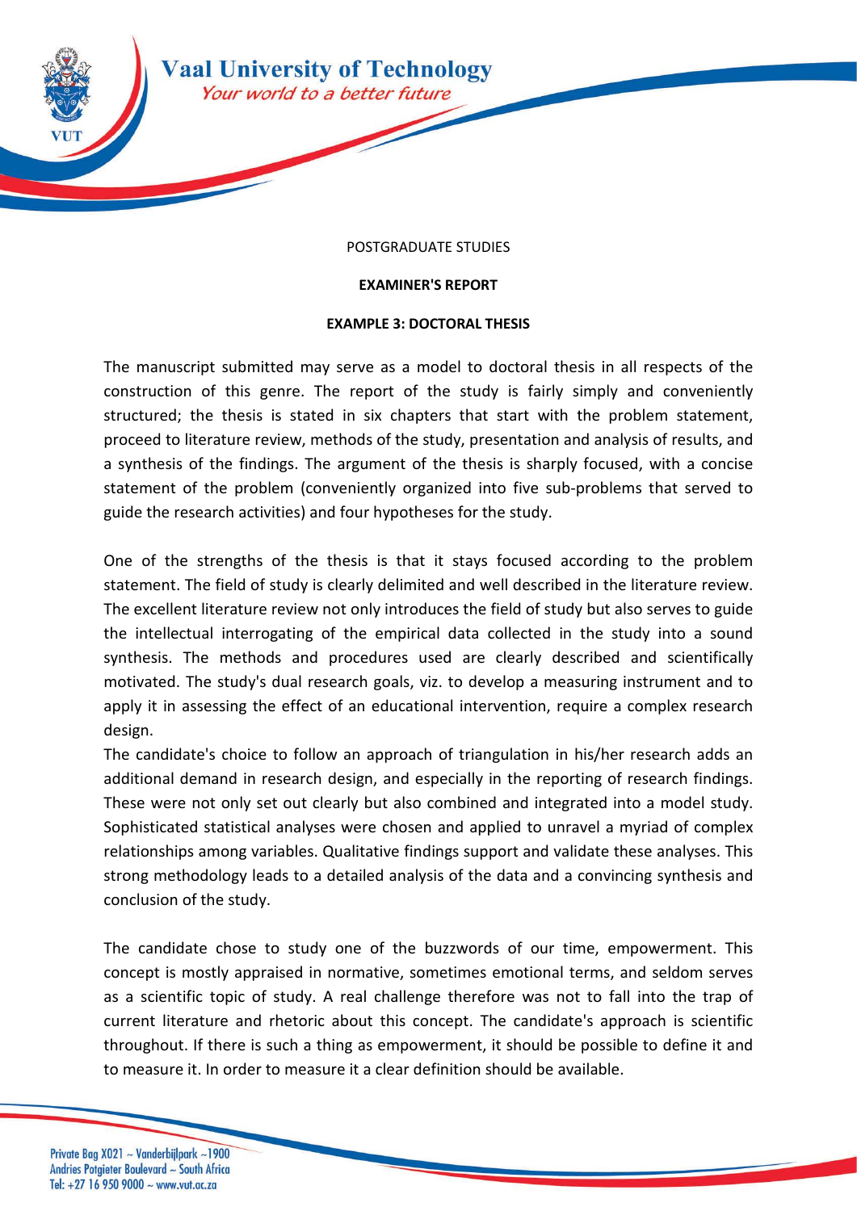POSTGRADUATE STUDIES

**EXAMINER'S REPORT**

**EXAMPLE 3: DOCTORAL THESIS**

The manuscript submitted may serve as a model to doctoral thesis in all respects of the construction of this genre. The report of the study is fairly simply and conveniently structured; the thesis is stated in six chapters that start with the problem statement, proceed to literature review, methods of the study, presentation and analysis of results, and a synthesis of the findings. The argument of the thesis is sharply focused, with a concise statement of the problem (conveniently organized into five sub-problems that served to guide the research activities) and four hypotheses for the study.

One of the strengths of the thesis is that it stays focused according to the problem statement. The field of study is clearly delimited and well described in the literature review. The excellent literature review not only introduces the field of study but also serves to guide the intellectual interrogating of the empirical data collected in the study into a sound synthesis. The methods and procedures used are clearly described and scientifically motivated. The study's dual research goals, viz. to develop a measuring instrument and to apply it in assessing the effect of an educational intervention, require a complex research design.

The candidate's choice to follow an approach of triangulation in his/her research adds an additional demand in research design, and especially in the reporting of research findings. These were not only set out clearly but also combined and integrated into a model study. Sophisticated statistical analyses were chosen and applied to unravel a myriad of complex relationships among variables. Qualitative findings support and validate these analyses. This strong methodology leads to a detailed analysis of the data and a convincing synthesis and conclusion of the study.

The candidate chose to study one of the buzzwords of our time, empowerment. This concept is mostly appraised in normative, sometimes emotional terms, and seldom serves as a scientific topic of study. A real challenge therefore was not to fall into the trap of current literature and rhetoric about this concept. The candidate's approach is scientific throughout. If there is such a thing as empowerment, it should be possible to define it and to measure it. In order to measure it a clear definition should be available.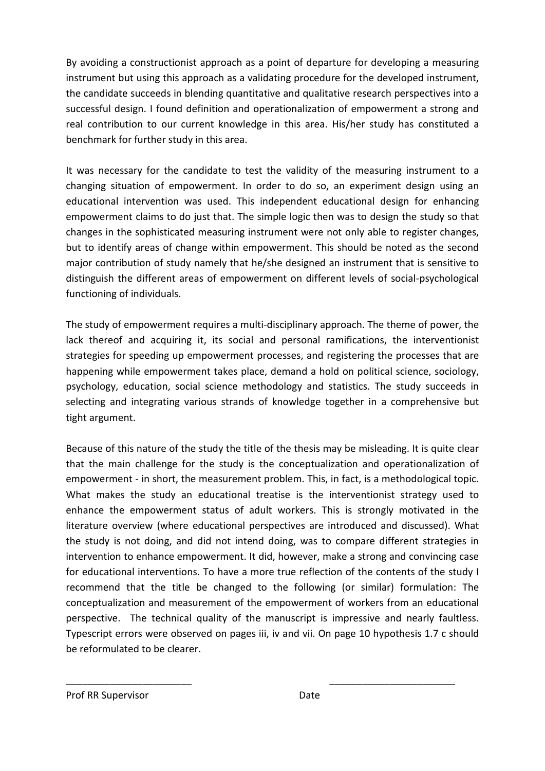By avoiding a constructionist approach as a point of departure for developing a measuring instrument but using this approach as a validating procedure for the developed instrument, the candidate succeeds in blending quantitative and qualitative research perspectives into a successful design. I found definition and operationalization of empowerment a strong and real contribution to our current knowledge in this area. His/her study has constituted a benchmark for further study in this area.

It was necessary for the candidate to test the validity of the measuring instrument to a changing situation of empowerment. In order to do so, an experiment design using an educational intervention was used. This independent educational design for enhancing empowerment claims to do just that. The simple logic then was to design the study so that changes in the sophisticated measuring instrument were not only able to register changes, but to identify areas of change within empowerment. This should be noted as the second major contribution of study namely that he/she designed an instrument that is sensitive to distinguish the different areas of empowerment on different levels of social-psychological functioning of individuals.

The study of empowerment requires a multi-disciplinary approach. The theme of power, the lack thereof and acquiring it, its social and personal ramifications, the interventionist strategies for speeding up empowerment processes, and registering the processes that are happening while empowerment takes place, demand a hold on political science, sociology, psychology, education, social science methodology and statistics. The study succeeds in selecting and integrating various strands of knowledge together in a comprehensive but tight argument.

Because of this nature of the study the title of the thesis may be misleading. It is quite clear that the main challenge for the study is the conceptualization and operationalization of empowerment - in short, the measurement problem. This, in fact, is a methodological topic. What makes the study an educational treatise is the interventionist strategy used to enhance the empowerment status of adult workers. This is strongly motivated in the literature overview (where educational perspectives are introduced and discussed). What the study is not doing, and did not intend doing, was to compare different strategies in intervention to enhance empowerment. It did, however, make a strong and convincing case for educational interventions. To have a more true reflection of the contents of the study I recommend that the title be changed to the following (or similar) formulation: The conceptualization and measurement of the empowerment of workers from an educational perspective. The technical quality of the manuscript is impressive and nearly faultless. Typescript errors were observed on pages iii, iv and vii. On page 10 hypothesis 1.7 c should be reformulated to be clearer.

_______________________ _______________________

Prof RR Supervisor Date